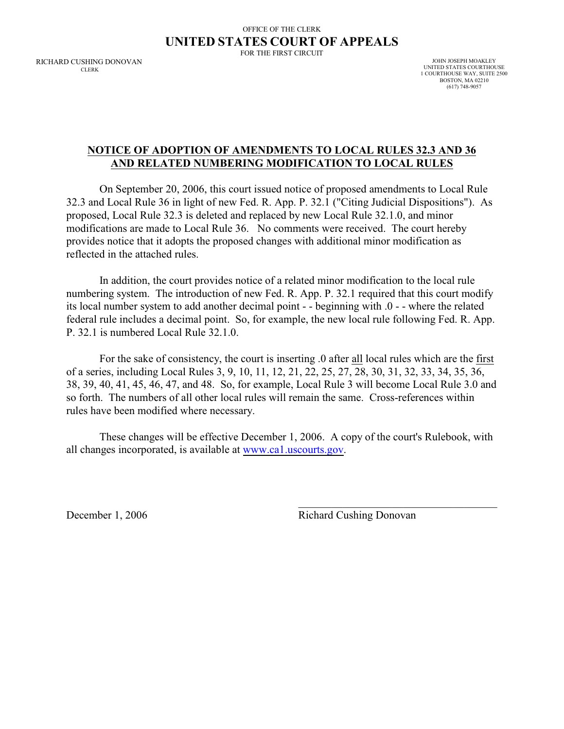OFFICE OF THE CLERK

**UNITED STATES COURT OF APPEALS**

FOR THE FIRST CIRCUIT

RICHARD CUSHING DONOVAN
CLERK

JOHN JOSEPH MOAKLEY
UNITED STATES COURTHOUSE
1 COURTHOUSE WAY, SUITE 2500
BOSTON, MA 02210
(617) 748-9057

## NOTICE OF ADOPTION OF AMENDMENTS TO LOCAL RULES 32.3 AND 36 AND RELATED NUMBERING MODIFICATION TO LOCAL RULES

On September 20, 2006, this court issued notice of proposed amendments to Local Rule 32.3 and Local Rule 36 in light of new Fed. R. App. P. 32.1 ("Citing Judicial Dispositions"). As proposed, Local Rule 32.3 is deleted and replaced by new Local Rule 32.1.0, and minor modifications are made to Local Rule 36. No comments were received. The court hereby provides notice that it adopts the proposed changes with additional minor modification as reflected in the attached rules.

In addition, the court provides notice of a related minor modification to the local rule numbering system. The introduction of new Fed. R. App. P. 32.1 required that this court modify its local number system to add another decimal point - - beginning with .0 - - where the related federal rule includes a decimal point. So, for example, the new local rule following Fed. R. App. P. 32.1 is numbered Local Rule 32.1.0.

For the sake of consistency, the court is inserting .0 after all local rules which are the first of a series, including Local Rules 3, 9, 10, 11, 12, 21, 22, 25, 27, 28, 30, 31, 32, 33, 34, 35, 36, 38, 39, 40, 41, 45, 46, 47, and 48. So, for example, Local Rule 3 will become Local Rule 3.0 and so forth. The numbers of all other local rules will remain the same. Cross-references within rules have been modified where necessary.

These changes will be effective December 1, 2006. A copy of the court's Rulebook, with all changes incorporated, is available at www.ca1.uscourts.gov.

December 1, 2006

Richard Cushing Donovan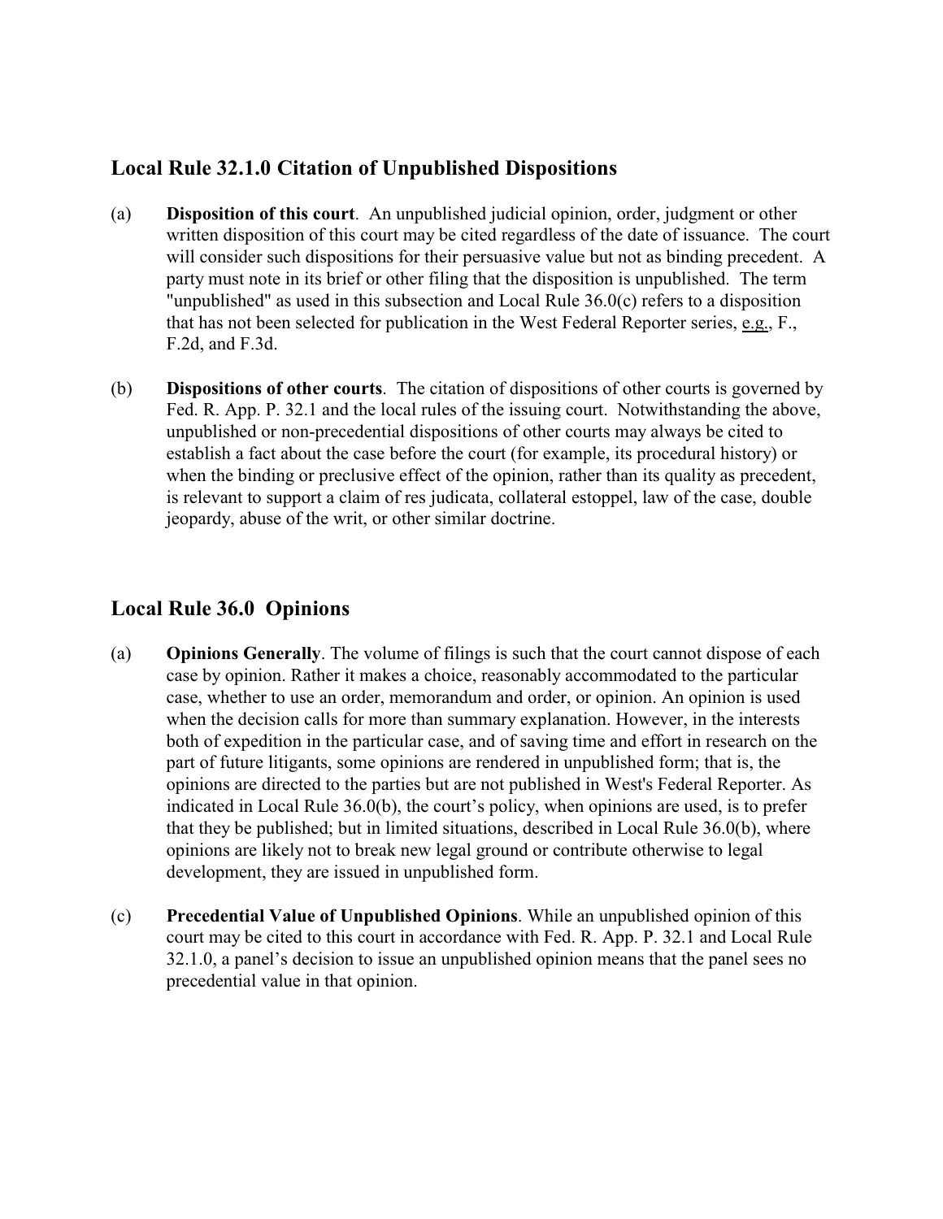## Local Rule 32.1.0 Citation of Unpublished Dispositions

(a) **Disposition of this court**. An unpublished judicial opinion, order, judgment or other written disposition of this court may be cited regardless of the date of issuance. The court will consider such dispositions for their persuasive value but not as binding precedent. A party must note in its brief or other filing that the disposition is unpublished. The term "unpublished" as used in this subsection and Local Rule 36.0(c) refers to a disposition that has not been selected for publication in the West Federal Reporter series, e.g., F., F.2d, and F.3d.

(b) **Dispositions of other courts**. The citation of dispositions of other courts is governed by Fed. R. App. P. 32.1 and the local rules of the issuing court. Notwithstanding the above, unpublished or non-precedential dispositions of other courts may always be cited to establish a fact about the case before the court (for example, its procedural history) or when the binding or preclusive effect of the opinion, rather than its quality as precedent, is relevant to support a claim of res judicata, collateral estoppel, law of the case, double jeopardy, abuse of the writ, or other similar doctrine.

## Local Rule 36.0 Opinions

(a) **Opinions Generally**. The volume of filings is such that the court cannot dispose of each case by opinion. Rather it makes a choice, reasonably accommodated to the particular case, whether to use an order, memorandum and order, or opinion. An opinion is used when the decision calls for more than summary explanation. However, in the interests both of expedition in the particular case, and of saving time and effort in research on the part of future litigants, some opinions are rendered in unpublished form; that is, the opinions are directed to the parties but are not published in West's Federal Reporter. As indicated in Local Rule 36.0(b), the court's policy, when opinions are used, is to prefer that they be published; but in limited situations, described in Local Rule 36.0(b), where opinions are likely not to break new legal ground or contribute otherwise to legal development, they are issued in unpublished form.

(c) **Precedential Value of Unpublished Opinions**. While an unpublished opinion of this court may be cited to this court in accordance with Fed. R. App. P. 32.1 and Local Rule 32.1.0, a panel's decision to issue an unpublished opinion means that the panel sees no precedential value in that opinion.